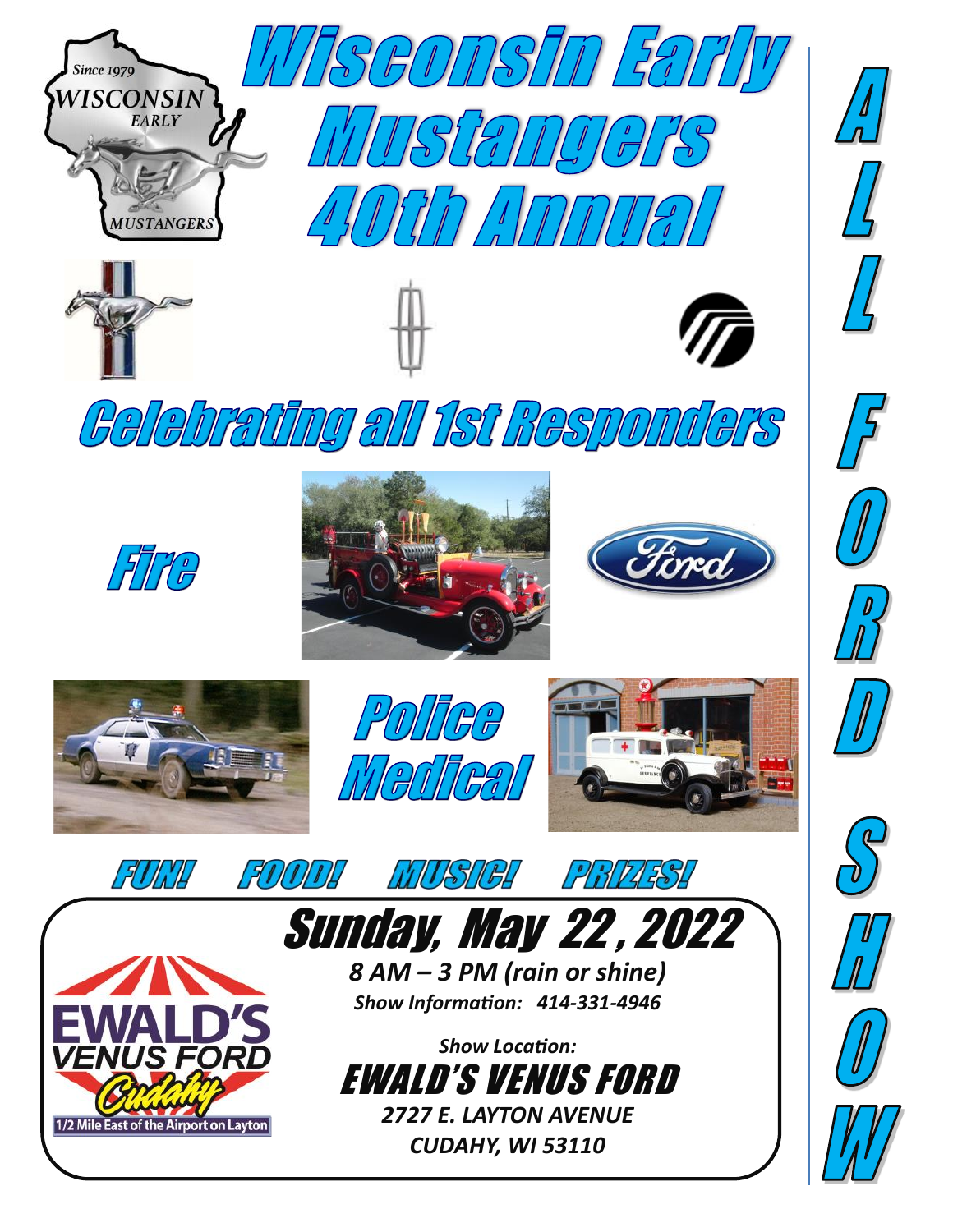# Wisconsin Early Mustangers 40th Annual

Since 1979 WISCONSIN EARLY MUSTANGERS

# ALL FORD SHOW

## Celebrating all 1st Responders

## Fire

## Police

## Medical

### FUN! FOOD! MUSIC! PRIZES!

## Sunday, May 22, 2022

***8 AM – 3 PM (rain or shine)***

***Show Information: 414-331-4946***

***Show Location:***

## EWALD'S VENUS FORD

***2727 E. LAYTON AVENUE***

***CUDAHY, WI 53110***

EWALD'S VENUS FORD Cudahy

1/2 Mile East of the Airport on Layton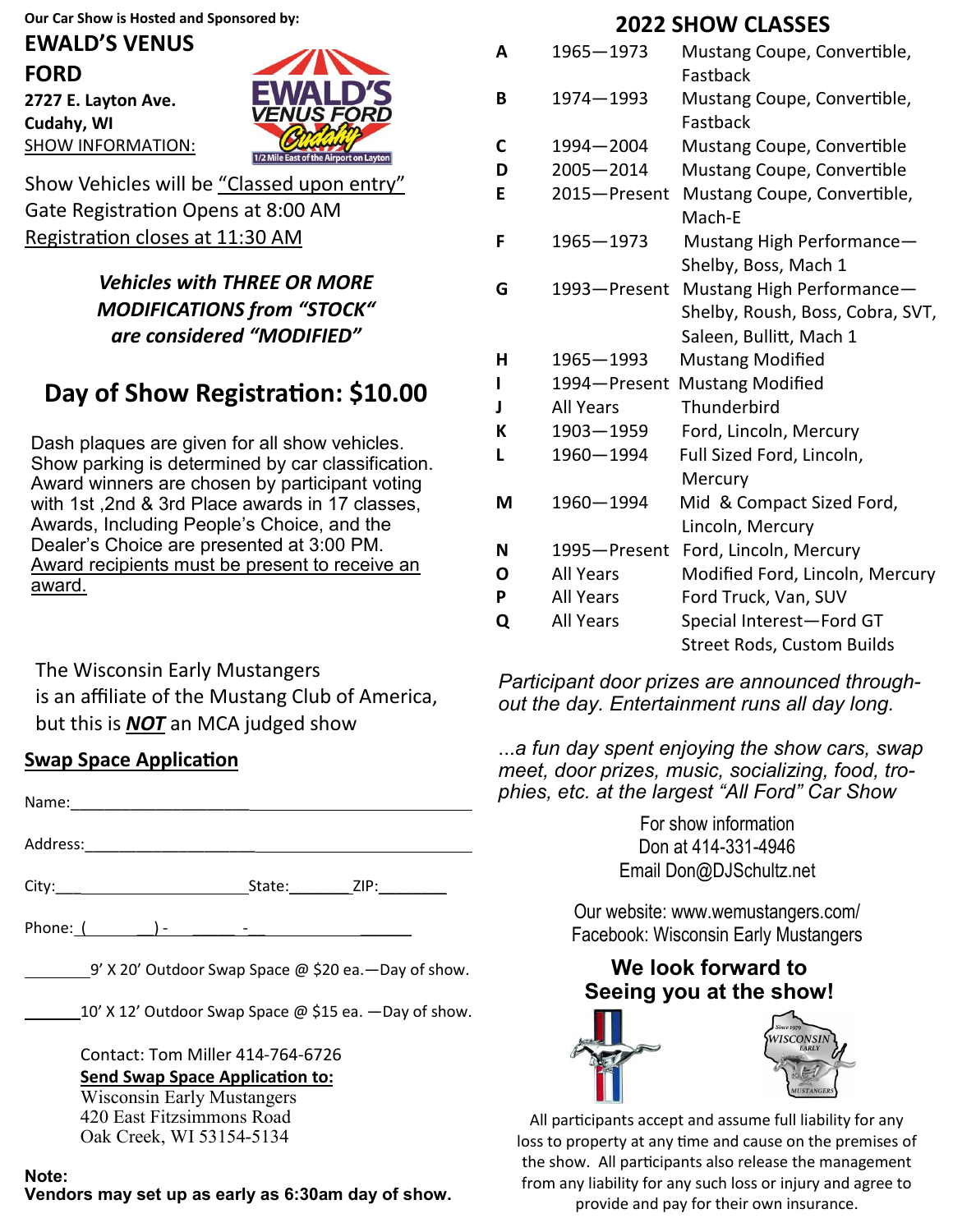Our Car Show is Hosted and Sponsored by:

## EWALD'S VENUS FORD

**2727 E. Layton Ave.**
**Cudahy, WI**

SHOW INFORMATION:

Show Vehicles will be "Classed upon entry"
Gate Registration Opens at 8:00 AM
Registration closes at 11:30 AM

***Vehicles with THREE OR MORE MODIFICATIONS from "STOCK" are considered "MODIFIED"***

## Day of Show Registration: $10.00

Dash plaques are given for all show vehicles. Show parking is determined by car classification. Award winners are chosen by participant voting with 1st ,2nd & 3rd Place awards in 17 classes, Awards, Including People's Choice, and the Dealer's Choice are presented at 3:00 PM. Award recipients must be present to receive an award.

The Wisconsin Early Mustangers is an affiliate of the Mustang Club of America, but this is ***NOT*** an MCA judged show

**Swap Space Application**

Name:________________________________________

Address:______________________________________

City:_________________________State:_______ZIP:________

Phone: (_______) - ______ - ____________________

________9' X 20' Outdoor Swap Space @ $20 ea.—Day of show.

_______10' X 12' Outdoor Swap Space @ $15 ea. —Day of show.

Contact: Tom Miller 414-764-6726

**Send Swap Space Application to:**
Wisconsin Early Mustangers
420 East Fitzsimmons Road
Oak Creek, WI 53154-5134

**Note:**
**Vendors may set up as early as 6:30am day of show.**

## 2022 SHOW CLASSES

| | | |
|---|---|---|
| A | 1965—1973 | Mustang Coupe, Convertible, Fastback |
| B | 1974—1993 | Mustang Coupe, Convertible, Fastback |
| C | 1994—2004 | Mustang Coupe, Convertible |
| D | 2005—2014 | Mustang Coupe, Convertible |
| E | 2015—Present | Mustang Coupe, Convertible, Mach-E |
| F | 1965—1973 | Mustang High Performance—Shelby, Boss, Mach 1 |
| G | 1993—Present | Mustang High Performance—Shelby, Roush, Boss, Cobra, SVT, Saleen, Bullitt, Mach 1 |
| H | 1965—1993 | Mustang Modified |
| I | 1994—Present | Mustang Modified |
| J | All Years | Thunderbird |
| K | 1903—1959 | Ford, Lincoln, Mercury |
| L | 1960—1994 | Full Sized Ford, Lincoln, Mercury |
| M | 1960—1994 | Mid & Compact Sized Ford, Lincoln, Mercury |
| N | 1995—Present | Ford, Lincoln, Mercury |
| O | All Years | Modified Ford, Lincoln, Mercury |
| P | All Years | Ford Truck, Van, SUV |
| Q | All Years | Special Interest—Ford GT Street Rods, Custom Builds |

*Participant door prizes are announced throughout the day. Entertainment runs all day long.*

*...a fun day spent enjoying the show cars, swap meet, door prizes, music, socializing, food, trophies, etc. at the largest "All Ford" Car Show*

For show information
Don at 414-331-4946
Email Don@DJSchultz.net

Our website: www.wemustangers.com/
Facebook: Wisconsin Early Mustangers

**We look forward to Seeing you at the show!**

All participants accept and assume full liability for any loss to property at any time and cause on the premises of the show. All participants also release the management from any liability for any such loss or injury and agree to provide and pay for their own insurance.